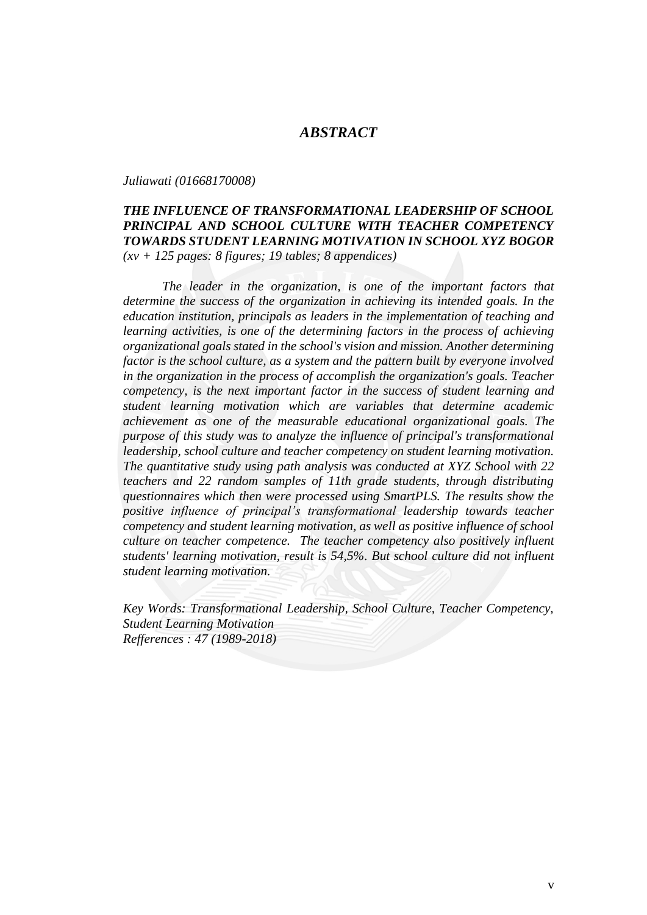# *ABSTRACT*

*Juliawati (01668170008)*

***THE INFLUENCE OF TRANSFORMATIONAL LEADERSHIP OF SCHOOL PRINCIPAL AND SCHOOL CULTURE WITH TEACHER COMPETENCY TOWARDS STUDENT LEARNING MOTIVATION IN SCHOOL XYZ BOGOR***
*(xv + 125 pages: 8 figures; 19 tables; 8 appendices)*

*The leader in the organization, is one of the important factors that determine the success of the organization in achieving its intended goals. In the education institution, principals as leaders in the implementation of teaching and learning activities, is one of the determining factors in the process of achieving organizational goals stated in the school's vision and mission. Another determining factor is the school culture, as a system and the pattern built by everyone involved in the organization in the process of accomplish the organization's goals. Teacher competency, is the next important factor in the success of student learning and student learning motivation which are variables that determine academic achievement as one of the measurable educational organizational goals. The purpose of this study was to analyze the influence of principal's transformational leadership, school culture and teacher competency on student learning motivation. The quantitative study using path analysis was conducted at XYZ School with 22 teachers and 22 random samples of 11th grade students, through distributing questionnaires which then were processed using SmartPLS. The results show the positive influence of principal's transformational leadership towards teacher competency and student learning motivation, as well as positive influence of school culture on teacher competence. The teacher competency also positively influent students' learning motivation, result is 54,5%. But school culture did not influent student learning motivation.*

*Key Words: Transformational Leadership, School Culture, Teacher Competency, Student Learning Motivation*
*Refferences : 47 (1989-2018)*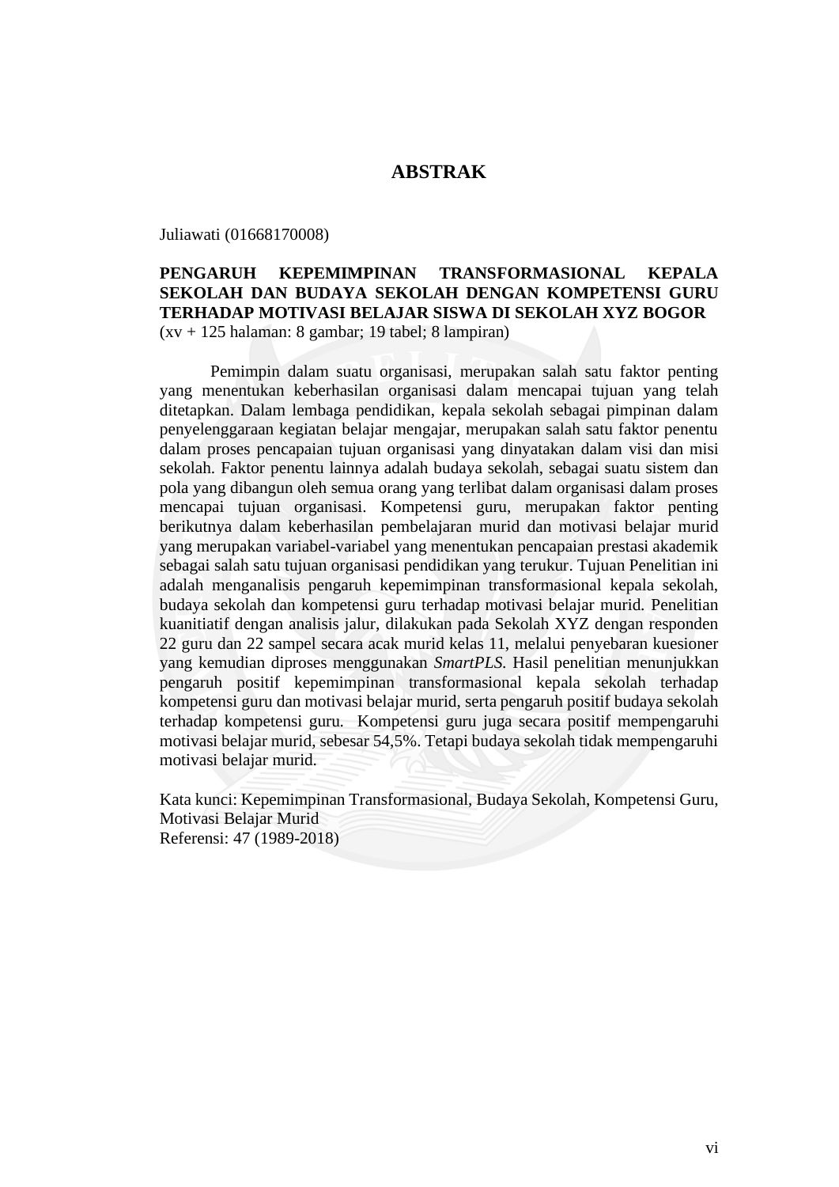# ABSTRAK

Juliawati (01668170008)

**PENGARUH KEPEMIMPINAN TRANSFORMASIONAL KEPALA SEKOLAH DAN BUDAYA SEKOLAH DENGAN KOMPETENSI GURU TERHADAP MOTIVASI BELAJAR SISWA DI SEKOLAH XYZ BOGOR**
(xv + 125 halaman: 8 gambar; 19 tabel; 8 lampiran)

Pemimpin dalam suatu organisasi, merupakan salah satu faktor penting yang menentukan keberhasilan organisasi dalam mencapai tujuan yang telah ditetapkan. Dalam lembaga pendidikan, kepala sekolah sebagai pimpinan dalam penyelenggaraan kegiatan belajar mengajar, merupakan salah satu faktor penentu dalam proses pencapaian tujuan organisasi yang dinyatakan dalam visi dan misi sekolah. Faktor penentu lainnya adalah budaya sekolah, sebagai suatu sistem dan pola yang dibangun oleh semua orang yang terlibat dalam organisasi dalam proses mencapai tujuan organisasi. Kompetensi guru, merupakan faktor penting berikutnya dalam keberhasilan pembelajaran murid dan motivasi belajar murid yang merupakan variabel-variabel yang menentukan pencapaian prestasi akademik sebagai salah satu tujuan organisasi pendidikan yang terukur. Tujuan Penelitian ini adalah menganalisis pengaruh kepemimpinan transformasional kepala sekolah, budaya sekolah dan kompetensi guru terhadap motivasi belajar murid. Penelitian kuanitiatif dengan analisis jalur, dilakukan pada Sekolah XYZ dengan responden 22 guru dan 22 sampel secara acak murid kelas 11, melalui penyebaran kuesioner yang kemudian diproses menggunakan *SmartPLS.* Hasil penelitian menunjukkan pengaruh positif kepemimpinan transformasional kepala sekolah terhadap kompetensi guru dan motivasi belajar murid, serta pengaruh positif budaya sekolah terhadap kompetensi guru. Kompetensi guru juga secara positif mempengaruhi motivasi belajar murid, sebesar 54,5%. Tetapi budaya sekolah tidak mempengaruhi motivasi belajar murid.

Kata kunci: Kepemimpinan Transformasional, Budaya Sekolah, Kompetensi Guru, Motivasi Belajar Murid
Referensi: 47 (1989-2018)